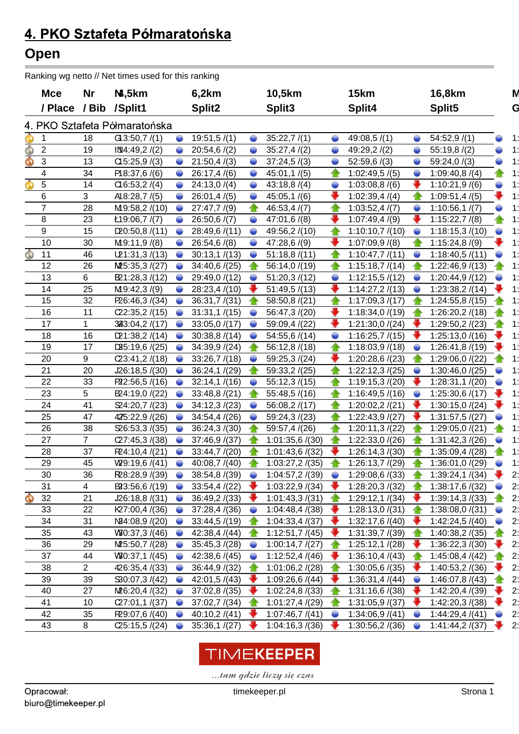# 4. PKO Sztafeta Półmaratońska

## Open

Ranking wg netto // Net times used for this ranking

| Mce / Place | Nr / Bib | N 4,5km / Split1 | 6,2km Split2 | 10,5km Split3 | 15km Split4 | 16,8km Split5 |
|---|---|---|---|---|---|---|
| **4. PKO Sztafeta Półmaratońska** | | | | | | |
| 1 | 18 | G 13:50,7 /(1) | 19:51,5 /(1) | 35:22,7 /(1) | 49:08,5 /(1) | 54:52,9 /(1) |
| 2 | 19 | I 14:49,2 /(2) | 20:54,6 /(2) | 35:27,4 /(2) | 49:29,2 /(2) | 55:19,8 /(2) |
| 3 | 13 | C 15:25,9 /(3) | 21:50,4 /(3) | 37:24,5 /(3) | 52:59,6 /(3) | 59:24,0 /(3) |
| 4 | 34 | P 18:37,6 /(6) | 26:17,4 /(6) | 45:01,1 /(5) | 1:02:49,5 /(5) | 1:09:40,8 /(4) |
| 5 | 14 | C 16:53,2 /(4) | 24:13,0 /(4) | 43:18,8 /(4) | 1:03:08,8 /(6) | 1:10:21,9 /(6) |
| 6 | 3 | A 18:28,7 /(5) | 26:01,4 /(5) | 45:05,1 /(6) | 1:02:39,4 /(4) | 1:09:51,4 /(5) |
| 7 | 28 | M 19:58,2 /(10) | 27:47,7 /(9) | 46:53,4 /(7) | 1:03:52,4 /(7) | 1:10:56,1 /(7) |
| 8 | 23 | Ł 19:06,7 /(7) | 26:50,6 /(7) | 47:01,6 /(8) | 1:07:49,4 /(9) | 1:15:22,7 /(8) |
| 9 | 15 | D 20:50,8 /(11) | 28:49,6 /(11) | 49:56,2 /(10) | 1:10:10,7 /(10) | 1:18:15,3 /(10) |
| 10 | 30 | M 19:11,9 /(8) | 26:54,6 /(8) | 47:28,6 /(9) | 1:07:09,9 /(8) | 1:15:24,8 /(9) |
| 11 | 46 | U 21:31,3 /(13) | 30:13,1 /(13) | 51:18,8 /(11) | 1:10:47,7 /(11) | 1:18:40,5 /(11) |
| 12 | 26 | M 25:35,3 /(27) | 34:40,6 /(25) | 56:14,0 /(19) | 1:15:18,7 /(14) | 1:22:46,9 /(13) |
| 13 | 6 | B 21:28,3 /(12) | 29:49,0 /(12) | 51:20,3 /(12) | 1:12:15,5 /(12) | 1:20:44,9 /(12) |
| 14 | 25 | M 19:42,3 /(9) | 28:23,4 /(10) | 51:49,5 /(13) | 1:14:27,2 /(13) | 1:23:38,2 /(14) |
| 15 | 32 | P 26:46,3 /(34) | 36:31,7 /(31) | 58:50,8 /(21) | 1:17:09,3 /(17) | 1:24:55,8 /(15) |
| 16 | 11 | C 22:35,2 /(15) | 31:31,1 /(15) | 56:47,3 /(20) | 1:18:34,0 /(19) | 1:26:20,2 /(18) |
| 17 | 1 | 3 23:04,2 /(17) | 33:05,0 /(17) | 59:09,4 /(22) | 1:21:30,0 /(24) | 1:29:50,2 /(23) |
| 18 | 16 | D 21:38,2 /(14) | 30:38,8 /(14) | 54:55,6 /(14) | 1:16:25,7 /(15) | 1:25:13,0 /(16) |
| 19 | 17 | D 25:19,6 /(25) | 34:39,9 /(24) | 56:12,8 /(18) | 1:18:03,9 /(18) | 1:26:41,8 /(19) |
| 20 | 9 | C 23:41,2 /(18) | 33:26,7 /(18) | 59:25,3 /(24) | 1:20:28,6 /(23) | 1:29:06,0 /(22) |
| 21 | 20 | J 26:18,5 /(30) | 36:24,1 /(29) | 59:33,2 /(25) | 1:22:12,3 /(25) | 1:30:46,0 /(25) |
| 22 | 33 | P 22:56,5 /(16) | 32:14,1 /(16) | 55:12,3 /(15) | 1:19:15,3 /(20) | 1:28:31,1 /(20) |
| 23 | 5 | B 24:19,0 /(22) | 33:48,8 /(21) | 55:48,5 /(16) | 1:16:49,5 /(16) | 1:25:30,6 /(17) |
| 24 | 41 | S 24:20,7 /(23) | 34:12,3 /(23) | 56:08,2 /(17) | 1:20:02,2 /(21) | 1:30:15,0 /(24) |
| 25 | 47 | 4 25:22,9 /(26) | 34:54,4 /(26) | 59:24,3 /(23) | 1:22:43,9 /(27) | 1:31:57,5 /(27) |
| 26 | 38 | S 26:53,3 /(35) | 36:24,3 /(30) | 59:57,4 /(26) | 1:20:11,3 /(22) | 1:29:05,0 /(21) |
| 27 | 7 | C 27:45,3 /(38) | 37:46,9 /(37) | 1:01:35,6 /(30) | 1:22:33,0 /(26) | 1:31:42,3 /(26) |
| 28 | 37 | R 24:10,4 /(21) | 33:44,7 /(20) | 1:01:43,6 /(32) | 1:26:14,3 /(30) | 1:35:09,4 /(28) |
| 29 | 45 | W 29:19,6 /(41) | 40:08,7 /(40) | 1:03:27,2 /(35) | 1:26:13,7 /(29) | 1:36:01,0 /(29) |
| 30 | 36 | R 28:28,9 /(39) | 38:54,8 /(39) | 1:04:57,2 /(39) | 1:29:08,6 /(33) | 1:39:24,1 /(34) |
| 31 | 4 | B 23:56,6 /(19) | 33:54,4 /(22) | 1:03:22,9 /(34) | 1:28:20,3 /(32) | 1:38:17,6 /(32) |
| 32 | 21 | J 26:18,8 /(31) | 36:49,2 /(33) | 1:01:43,3 /(31) | 1:29:12,1 /(34) | 1:39:14,3 /(33) |
| 33 | 22 | K 27:00,4 /(36) | 37:28,4 /(36) | 1:04:48,4 /(38) | 1:28:13,0 /(31) | 1:38:08,0 /(31) |
| 34 | 31 | N 24:08,9 /(20) | 33:44,5 /(19) | 1:04:33,4 /(37) | 1:32:17,6 /(40) | 1:42:24,5 /(40) |
| 35 | 43 | W 30:37,3 /(46) | 42:38,4 /(44) | 1:12:51,7 /(45) | 1:31:39,7 /(39) | 1:40:38,2 /(35) |
| 36 | 29 | M 25:50,7 /(28) | 35:45,3 /(28) | 1:00:14,7 /(27) | 1:25:12,1 /(28) | 1:36:22,3 /(30) |
| 37 | 44 | W 30:37,1 /(45) | 42:38,6 /(45) | 1:12:52,4 /(46) | 1:36:10,4 /(43) | 1:45:08,4 /(42) |
| 38 | 2 | 4 26:35,4 /(33) | 36:44,9 /(32) | 1:01:06,2 /(28) | 1:30:05,6 /(35) | 1:40:53,2 /(36) |
| 39 | 39 | S 30:07,3 /(42) | 42:01,5 /(43) | 1:09:26,6 /(44) | 1:36:31,4 /(44) | 1:46:07,8 /(43) |
| 40 | 27 | M 26:20,4 /(32) | 37:02,8 /(35) | 1:02:24,8 /(33) | 1:31:16,6 /(38) | 1:42:20,4 /(39) |
| 41 | 10 | C 27:01,1 /(37) | 37:02,7 /(34) | 1:01:27,4 /(29) | 1:31:05,9 /(37) | 1:42:20,3 /(38) |
| 42 | 35 | R 29:07,6 /(40) | 40:10,2 /(41) | 1:07:46,7 /(41) | 1:34:06,9 /(41) | 1:44:29,4 /(41) |
| 43 | 8 | C 25:15,5 /(24) | 35:36,1 /(27) | 1:04:16,3 /(36) | 1:30:56,2 /(36) | 1:41:44,2 /(37) |

TIMEKEEPER

...tam gdzie liczy się czas

Opracował: biuro@timekeeper.pl — timekeeper.pl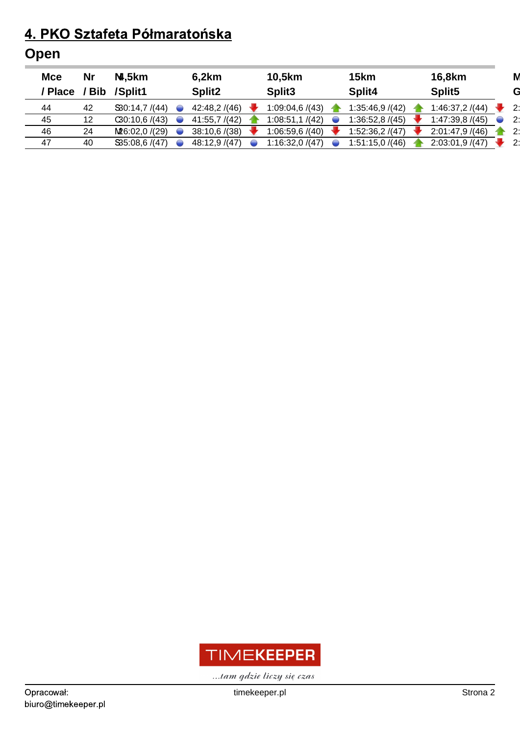# 4. PKO Sztafeta Półmaratońska

## Open

| Mce / Place | Nr / Bib | M 4,5km / Split1 | | 6,2km Split2 | | 10,5km Split3 | | 15km Split4 | | 16,8km Split5 | | M G |
|---|---|---|---|---|---|---|---|---|---|---|---|---|
| 44 | 42 | S 30:14,7 /(44) | ● | 42:48,2 /(46) | ↓ | 1:09:04,6 /(43) | ↑ | 1:35:46,9 /(42) | ↑ | 1:46:37,2 /(44) | ↓ | 2: |
| 45 | 12 | C 30:10,6 /(43) | ● | 41:55,7 /(42) | ↑ | 1:08:51,1 /(42) | ● | 1:36:52,8 /(45) | ↓ | 1:47:39,8 /(45) | ● | 2: |
| 46 | 24 | M 26:02,0 /(29) | ● | 38:10,6 /(38) | ↓ | 1:06:59,6 /(40) | ↓ | 1:52:36,2 /(47) | ↓ | 2:01:47,9 /(46) | ↑ | 2: |
| 47 | 40 | S 35:08,6 /(47) | ● | 48:12,9 /(47) | ● | 1:16:32,0 /(47) | ● | 1:51:15,0 /(46) | ↑ | 2:03:01,9 /(47) | ↓ | 2: |

TIMEKEEPER

*...tam gdzie liczy się czas*

Opracował:
biuro@timekeeper.pl

timekeeper.pl